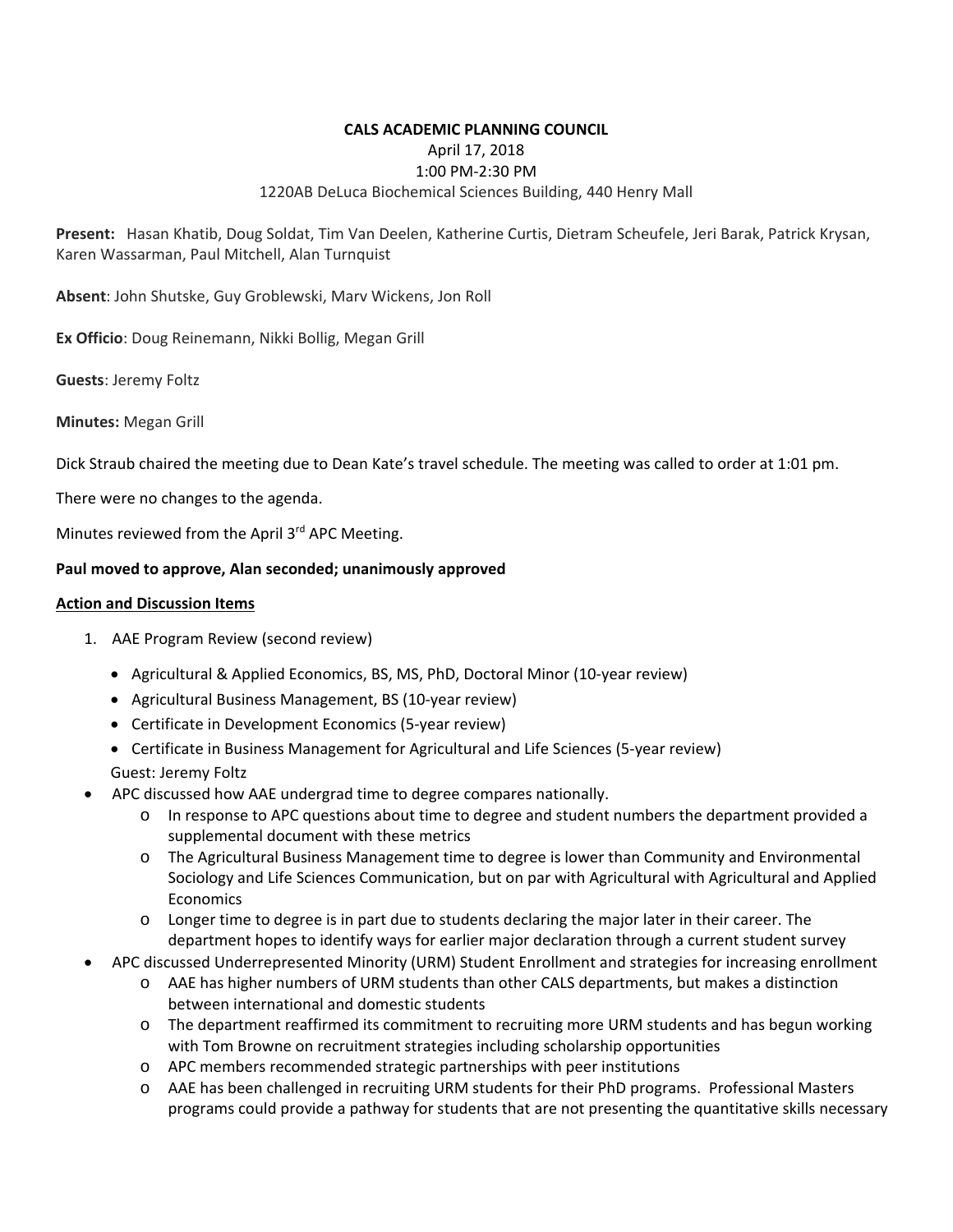**CALS ACADEMIC PLANNING COUNCIL**

April 17, 2018

1:00 PM-2:30 PM

1220AB DeLuca Biochemical Sciences Building, 440 Henry Mall

**Present:** Hasan Khatib, Doug Soldat, Tim Van Deelen, Katherine Curtis, Dietram Scheufele, Jeri Barak, Patrick Krysan, Karen Wassarman, Paul Mitchell, Alan Turnquist

**Absent**: John Shutske, Guy Groblewski, Marv Wickens, Jon Roll

**Ex Officio**: Doug Reinemann, Nikki Bollig, Megan Grill

**Guests**: Jeremy Foltz

**Minutes:** Megan Grill

Dick Straub chaired the meeting due to Dean Kate's travel schedule. The meeting was called to order at 1:01 pm.

There were no changes to the agenda.

Minutes reviewed from the April 3rd APC Meeting.

**Paul moved to approve, Alan seconded; unanimously approved**

**Action and Discussion Items**

1. AAE Program Review (second review)
   - Agricultural & Applied Economics, BS, MS, PhD, Doctoral Minor (10-year review)
   - Agricultural Business Management, BS (10-year review)
   - Certificate in Development Economics (5-year review)
   - Certificate in Business Management for Agricultural and Life Sciences (5-year review)

   Guest: Jeremy Foltz

- APC discussed how AAE undergrad time to degree compares nationally.
  - In response to APC questions about time to degree and student numbers the department provided a supplemental document with these metrics
  - The Agricultural Business Management time to degree is lower than Community and Environmental Sociology and Life Sciences Communication, but on par with Agricultural with Agricultural and Applied Economics
  - Longer time to degree is in part due to students declaring the major later in their career. The department hopes to identify ways for earlier major declaration through a current student survey
- APC discussed Underrepresented Minority (URM) Student Enrollment and strategies for increasing enrollment
  - AAE has higher numbers of URM students than other CALS departments, but makes a distinction between international and domestic students
  - The department reaffirmed its commitment to recruiting more URM students and has begun working with Tom Browne on recruitment strategies including scholarship opportunities
  - APC members recommended strategic partnerships with peer institutions
  - AAE has been challenged in recruiting URM students for their PhD programs. Professional Masters programs could provide a pathway for students that are not presenting the quantitative skills necessary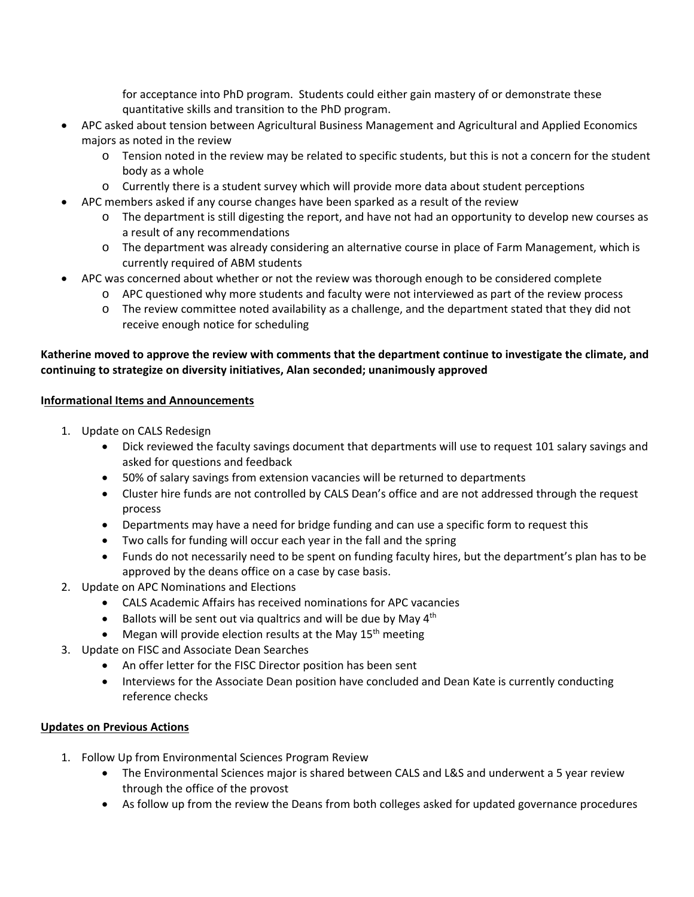for acceptance into PhD program. Students could either gain mastery of or demonstrate these quantitative skills and transition to the PhD program.

- APC asked about tension between Agricultural Business Management and Agricultural and Applied Economics majors as noted in the review
  - Tension noted in the review may be related to specific students, but this is not a concern for the student body as a whole
  - Currently there is a student survey which will provide more data about student perceptions
- APC members asked if any course changes have been sparked as a result of the review
  - The department is still digesting the report, and have not had an opportunity to develop new courses as a result of any recommendations
  - The department was already considering an alternative course in place of Farm Management, which is currently required of ABM students
- APC was concerned about whether or not the review was thorough enough to be considered complete
  - APC questioned why more students and faculty were not interviewed as part of the review process
  - The review committee noted availability as a challenge, and the department stated that they did not receive enough notice for scheduling

**Katherine moved to approve the review with comments that the department continue to investigate the climate, and continuing to strategize on diversity initiatives, Alan seconded; unanimously approved**

**Informational Items and Announcements**

1. Update on CALS Redesign
   - Dick reviewed the faculty savings document that departments will use to request 101 salary savings and asked for questions and feedback
   - 50% of salary savings from extension vacancies will be returned to departments
   - Cluster hire funds are not controlled by CALS Dean's office and are not addressed through the request process
   - Departments may have a need for bridge funding and can use a specific form to request this
   - Two calls for funding will occur each year in the fall and the spring
   - Funds do not necessarily need to be spent on funding faculty hires, but the department's plan has to be approved by the deans office on a case by case basis.
2. Update on APC Nominations and Elections
   - CALS Academic Affairs has received nominations for APC vacancies
   - Ballots will be sent out via qualtrics and will be due by May 4th
   - Megan will provide election results at the May 15th meeting
3. Update on FISC and Associate Dean Searches
   - An offer letter for the FISC Director position has been sent
   - Interviews for the Associate Dean position have concluded and Dean Kate is currently conducting reference checks

**Updates on Previous Actions**

1. Follow Up from Environmental Sciences Program Review
   - The Environmental Sciences major is shared between CALS and L&S and underwent a 5 year review through the office of the provost
   - As follow up from the review the Deans from both colleges asked for updated governance procedures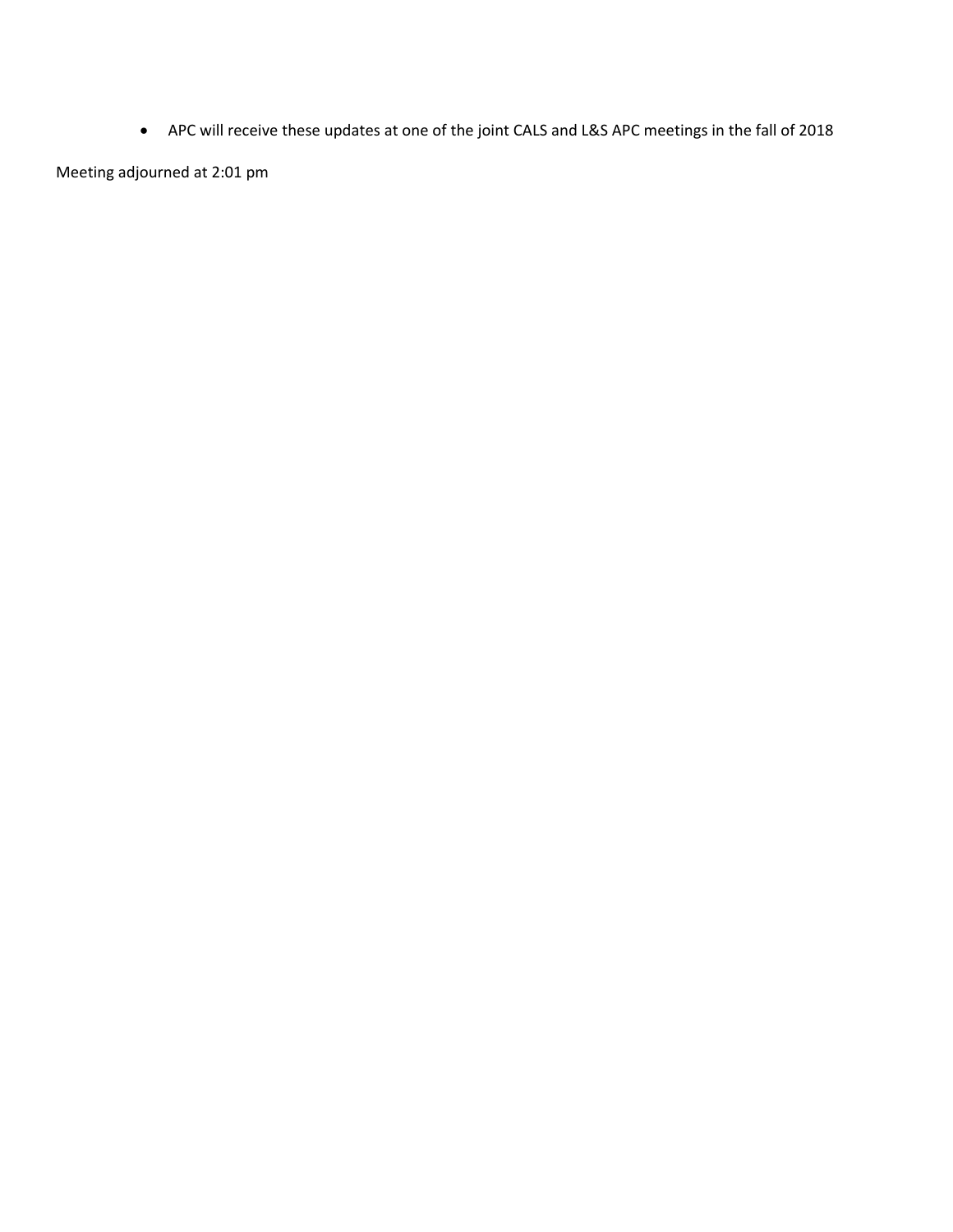- APC will receive these updates at one of the joint CALS and L&S APC meetings in the fall of 2018

Meeting adjourned at 2:01 pm